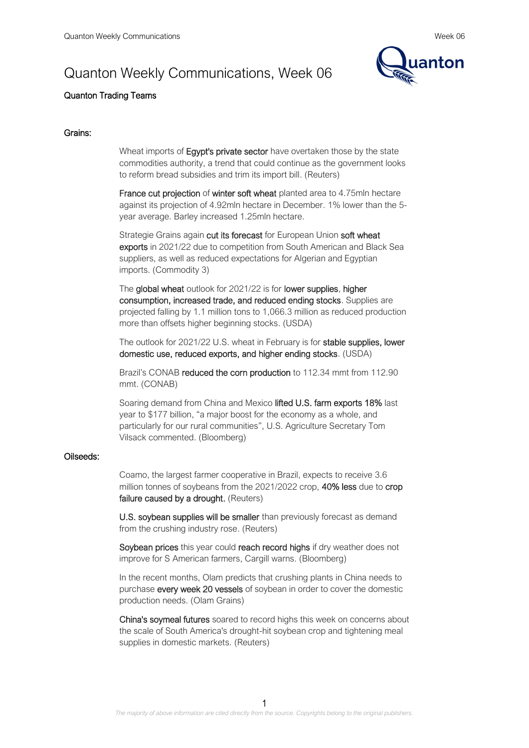# Quanton Weekly Communications, Week 06

**Quanton Trading Teams**

## Grains:

Wheat imports of **Egypt's private sector** have overtaken those by the state commodities authority, a trend that could continue as the government looks to reform bread subsidies and trim its import bill. (Reuters)

**France cut projection** of **winter soft wheat** planted area to 4.75mln hectare against its projection of 4.92mln hectare in December. 1% lower than the 5-year average. Barley increased 1.25mln hectare.

Strategie Grains again **cut its forecast** for European Union **soft wheat exports** in 2021/22 due to competition from South American and Black Sea suppliers, as well as reduced expectations for Algerian and Egyptian imports. (Commodity 3)

The **global wheat** outlook for 2021/22 is for **lower supplies**, **higher consumption, increased trade, and reduced ending stocks**. Supplies are projected falling by 1.1 million tons to 1,066.3 million as reduced production more than offsets higher beginning stocks. (USDA)

The outlook for 2021/22 U.S. wheat in February is for **stable supplies, lower domestic use, reduced exports, and higher ending stocks**. (USDA)

Brazil's CONAB **reduced the corn production** to 112.34 mmt from 112.90 mmt. (CONAB)

Soaring demand from China and Mexico **lifted U.S. farm exports 18%** last year to $177 billion, "a major boost for the economy as a whole, and particularly for our rural communities", U.S. Agriculture Secretary Tom Vilsack commented. (Bloomberg)

## Oilseeds:

Coamo, the largest farmer cooperative in Brazil, expects to receive 3.6 million tonnes of soybeans from the 2021/2022 crop, **40% less** due to **crop failure caused by a drought.** (Reuters)

**U.S. soybean supplies will be smaller** than previously forecast as demand from the crushing industry rose. (Reuters)

**Soybean prices** this year could **reach record highs** if dry weather does not improve for S American farmers, Cargill warns. (Bloomberg)

In the recent months, Olam predicts that crushing plants in China needs to purchase **every week 20 vessels** of soybean in order to cover the domestic production needs. (Olam Grains)

**China's soymeal futures** soared to record highs this week on concerns about the scale of South America's drought-hit soybean crop and tightening meal supplies in domestic markets. (Reuters)

*The majority of above information are cited directly from the source. Copyrights belong to the original publishers.*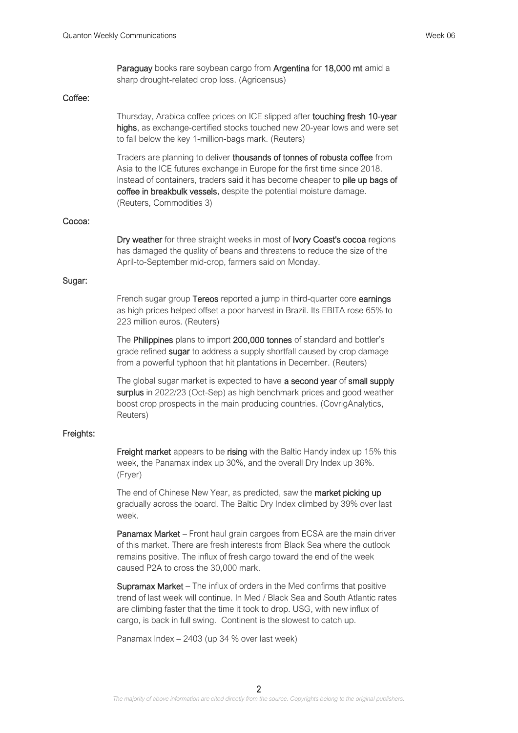**Paraguay** books rare soybean cargo from **Argentina** for **18,000 mt** amid a sharp drought-related crop loss. (Agricensus)

## Coffee:

Thursday, Arabica coffee prices on ICE slipped after **touching fresh 10-year highs**, as exchange-certified stocks touched new 20-year lows and were set to fall below the key 1-million-bags mark. (Reuters)

Traders are planning to deliver **thousands of tonnes of robusta coffee** from Asia to the ICE futures exchange in Europe for the first time since 2018. Instead of containers, traders said it has become cheaper to **pile up bags of coffee in breakbulk vessels**, despite the potential moisture damage. (Reuters, Commodities 3)

## Cocoa:

**Dry weather** for three straight weeks in most of **Ivory Coast's cocoa** regions has damaged the quality of beans and threatens to reduce the size of the April-to-September mid-crop, farmers said on Monday.

## Sugar:

French sugar group **Tereos** reported a jump in third-quarter core **earnings** as high prices helped offset a poor harvest in Brazil. Its EBITA rose 65% to 223 million euros. (Reuters)

The **Philippines** plans to import **200,000 tonnes** of standard and bottler's grade refined **sugar** to address a supply shortfall caused by crop damage from a powerful typhoon that hit plantations in December. (Reuters)

The global sugar market is expected to have **a second year** of **small supply surplus** in 2022/23 (Oct-Sep) as high benchmark prices and good weather boost crop prospects in the main producing countries. (CovrigAnalytics, Reuters)

## Freights:

**Freight market** appears to be **rising** with the Baltic Handy index up 15% this week, the Panamax index up 30%, and the overall Dry Index up 36%. (Fryer)

The end of Chinese New Year, as predicted, saw the **market picking up** gradually across the board. The Baltic Dry Index climbed by 39% over last week.

**Panamax Market** – Front haul grain cargoes from ECSA are the main driver of this market. There are fresh interests from Black Sea where the outlook remains positive. The influx of fresh cargo toward the end of the week caused P2A to cross the 30,000 mark.

**Supramax Market** – The influx of orders in the Med confirms that positive trend of last week will continue. In Med / Black Sea and South Atlantic rates are climbing faster that the time it took to drop. USG, with new influx of cargo, is back in full swing. Continent is the slowest to catch up.

Panamax Index – 2403 (up 34 % over last week)

*The majority of above information are cited directly from the source. Copyrights belong to the original publishers.*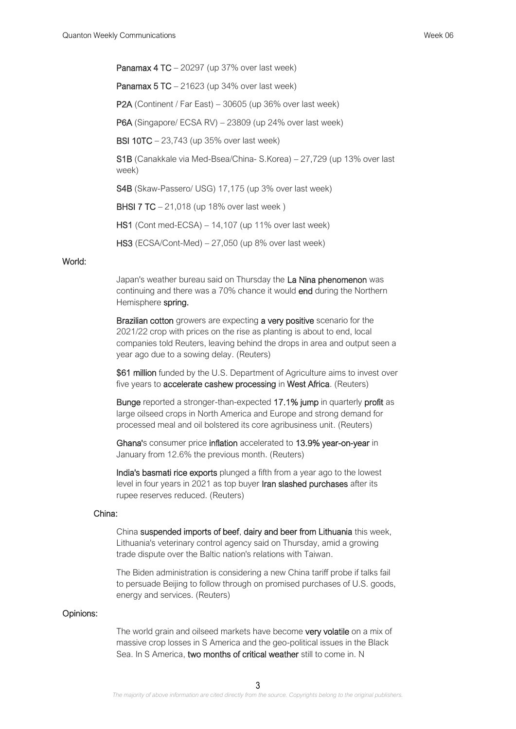**Panamax 4 TC** – 20297 (up 37% over last week)

**Panamax 5 TC** – 21623 (up 34% over last week)

**P2A** (Continent / Far East) – 30605 (up 36% over last week)

**P6A** (Singapore/ ECSA RV) – 23809 (up 24% over last week)

**BSI 10TC** – 23,743 (up 35% over last week)

**S1B** (Canakkale via Med-Bsea/China- S.Korea) – 27,729 (up 13% over last week)

**S4B** (Skaw-Passero/ USG) 17,175 (up 3% over last week)

**BHSI 7 TC** – 21,018 (up 18% over last week )

**HS1** (Cont med-ECSA) – 14,107 (up 11% over last week)

**HS3** (ECSA/Cont-Med) – 27,050 (up 8% over last week)

## World:

Japan's weather bureau said on Thursday the **La Nina phenomenon** was continuing and there was a 70% chance it would **end** during the Northern Hemisphere **spring.**

**Brazilian cotton** growers are expecting **a very positive** scenario for the 2021/22 crop with prices on the rise as planting is about to end, local companies told Reuters, leaving behind the drops in area and output seen a year ago due to a sowing delay. (Reuters)

**$61 million** funded by the U.S. Department of Agriculture aims to invest over five years to **accelerate cashew processing** in **West Africa**. (Reuters)

**Bunge** reported a stronger-than-expected **17.1% jump** in quarterly **profit** as large oilseed crops in North America and Europe and strong demand for processed meal and oil bolstered its core agribusiness unit. (Reuters)

**Ghana'**s consumer price **inflation** accelerated to **13.9% year-on-year** in January from 12.6% the previous month. (Reuters)

**India's basmati rice exports** plunged a fifth from a year ago to the lowest level in four years in 2021 as top buyer **Iran slashed purchases** after its rupee reserves reduced. (Reuters)

### China:

China **suspended imports of beef**, **dairy and beer from Lithuania** this week, Lithuania's veterinary control agency said on Thursday, amid a growing trade dispute over the Baltic nation's relations with Taiwan.

The Biden administration is considering a new China tariff probe if talks fail to persuade Beijing to follow through on promised purchases of U.S. goods, energy and services. (Reuters)

## Opinions:

The world grain and oilseed markets have become **very volatile** on a mix of massive crop losses in S America and the geo-political issues in the Black Sea. In S America, **two months of critical weather** still to come in. N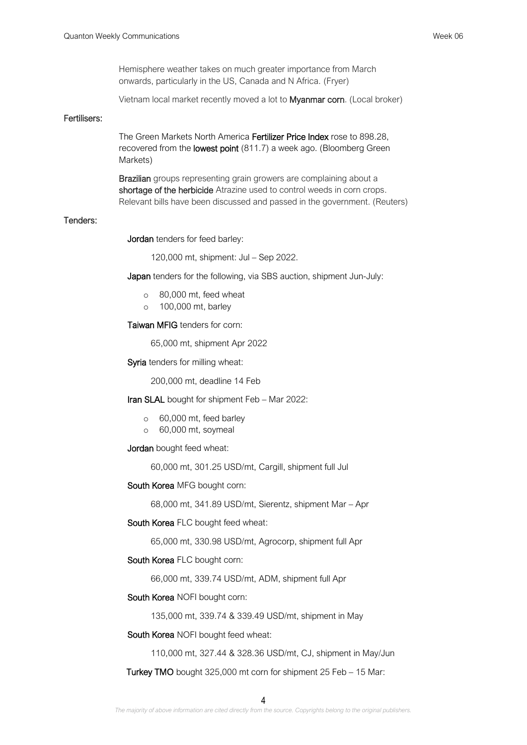Hemisphere weather takes on much greater importance from March onwards, particularly in the US, Canada and N Africa. (Fryer)

Vietnam local market recently moved a lot to **Myanmar corn**. (Local broker)

**Fertilisers:**

The Green Markets North America **Fertilizer Price Index** rose to 898.28, recovered from the **lowest point** (811.7) a week ago. (Bloomberg Green Markets)

**Brazilian** groups representing grain growers are complaining about a **shortage of the herbicide** Atrazine used to control weeds in corn crops. Relevant bills have been discussed and passed in the government. (Reuters)

**Tenders:**

**Jordan** tenders for feed barley:

120,000 mt, shipment: Jul – Sep 2022.

**Japan** tenders for the following, via SBS auction, shipment Jun-July:

- 80,000 mt, feed wheat
- 100,000 mt, barley

**Taiwan MFIG** tenders for corn:

65,000 mt, shipment Apr 2022

**Syria** tenders for milling wheat:

200,000 mt, deadline 14 Feb

**Iran SLAL** bought for shipment Feb – Mar 2022:

- 60,000 mt, feed barley
- 60,000 mt, soymeal

**Jordan** bought feed wheat:

60,000 mt, 301.25 USD/mt, Cargill, shipment full Jul

**South Korea** MFG bought corn:

68,000 mt, 341.89 USD/mt, Sierentz, shipment Mar – Apr

**South Korea** FLC bought feed wheat:

65,000 mt, 330.98 USD/mt, Agrocorp, shipment full Apr

**South Korea** FLC bought corn:

66,000 mt, 339.74 USD/mt, ADM, shipment full Apr

**South Korea** NOFI bought corn:

135,000 mt, 339.74 & 339.49 USD/mt, shipment in May

**South Korea** NOFI bought feed wheat:

110,000 mt, 327.44 & 328.36 USD/mt, CJ, shipment in May/Jun

**Turkey TMO** bought 325,000 mt corn for shipment 25 Feb – 15 Mar:

*The majority of above information are cited directly from the source. Copyrights belong to the original publishers.*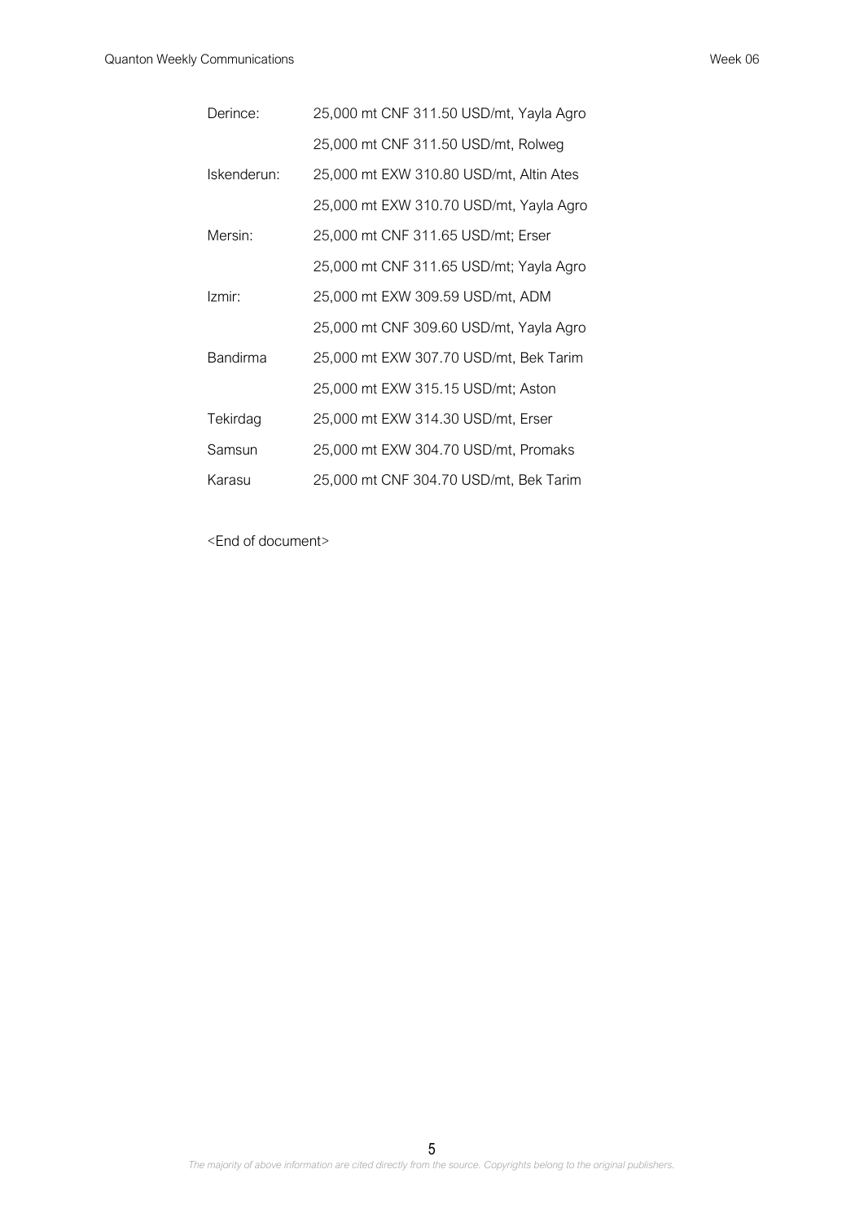| | |
|---|---|
| Derince: | 25,000 mt CNF 311.50 USD/mt, Yayla Agro |
| | 25,000 mt CNF 311.50 USD/mt, Rolweg |
| Iskenderun: | 25,000 mt EXW 310.80 USD/mt, Altin Ates |
| | 25,000 mt EXW 310.70 USD/mt, Yayla Agro |
| Mersin: | 25,000 mt CNF 311.65 USD/mt; Erser |
| | 25,000 mt CNF 311.65 USD/mt; Yayla Agro |
| Izmir: | 25,000 mt EXW 309.59 USD/mt, ADM |
| | 25,000 mt CNF 309.60 USD/mt, Yayla Agro |
| Bandirma | 25,000 mt EXW 307.70 USD/mt, Bek Tarim |
| | 25,000 mt EXW 315.15 USD/mt; Aston |
| Tekirdag | 25,000 mt EXW 314.30 USD/mt, Erser |
| Samsun | 25,000 mt EXW 304.70 USD/mt, Promaks |
| Karasu | 25,000 mt CNF 304.70 USD/mt, Bek Tarim |

<End of document>

*The majority of above information are cited directly from the source. Copyrights belong to the original publishers.*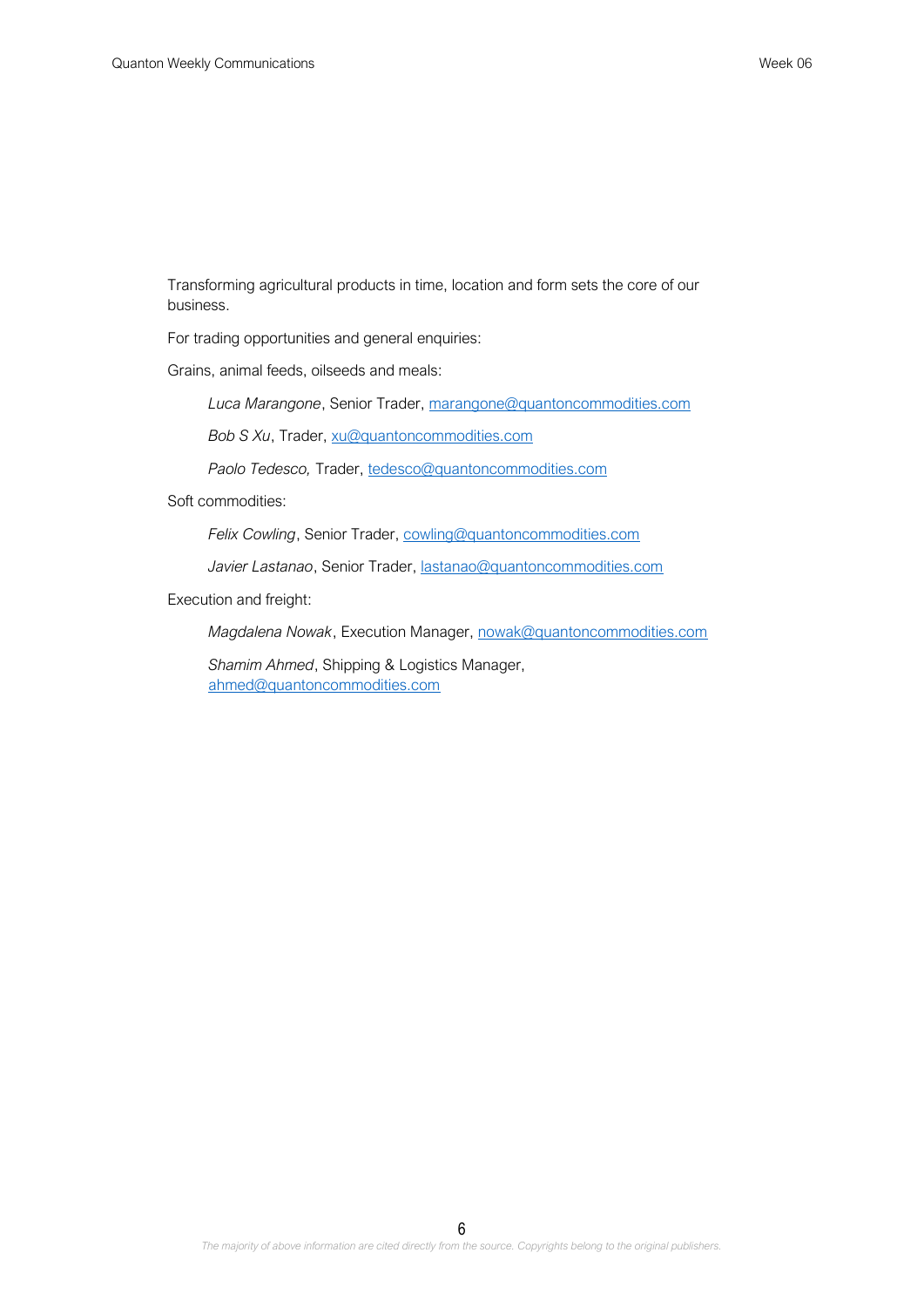Transforming agricultural products in time, location and form sets the core of our business.

For trading opportunities and general enquiries:

Grains, animal feeds, oilseeds and meals:

> *Luca Marangone*, Senior Trader, marangone@quantoncommodities.com
>
> *Bob S Xu*, Trader, xu@quantoncommodities.com
>
> *Paolo Tedesco,* Trader, tedesco@quantoncommodities.com

Soft commodities:

> *Felix Cowling*, Senior Trader, cowling@quantoncommodities.com
>
> *Javier Lastanao*, Senior Trader, lastanao@quantoncommodities.com

Execution and freight:

> *Magdalena Nowak*, Execution Manager, nowak@quantoncommodities.com
>
> *Shamim Ahmed*, Shipping & Logistics Manager, ahmed@quantoncommodities.com

*The majority of above information are cited directly from the source. Copyrights belong to the original publishers.*